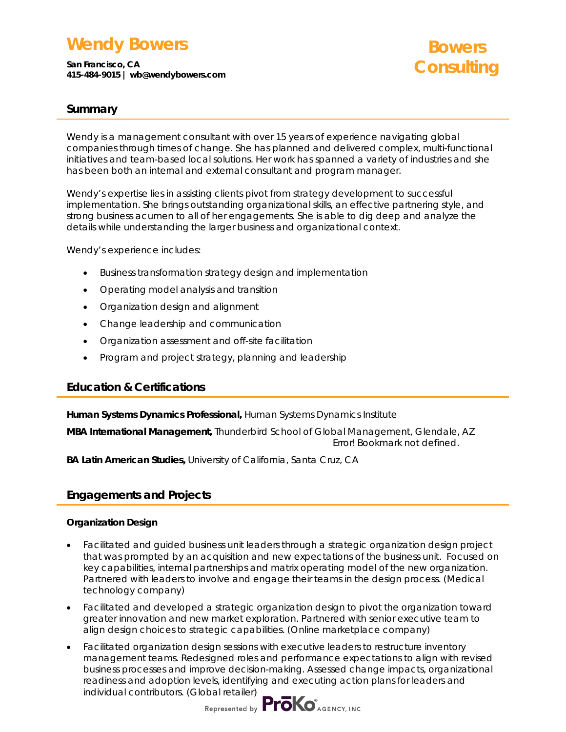# Wendy Bowers

**San Francisco, CA**
**415-484-9015 | wb@wendybowers.com**

**Bowers Consulting**

## Summary

Wendy is a management consultant with over 15 years of experience navigating global companies through times of change. She has planned and delivered complex, multi-functional initiatives and team-based local solutions. Her work has spanned a variety of industries and she has been both an internal and external consultant and program manager.

Wendy's expertise lies in assisting clients pivot from strategy development to successful implementation. She brings outstanding organizational skills, an effective partnering style, and strong business acumen to all of her engagements. She is able to dig deep and analyze the details while understanding the larger business and organizational context.

Wendy's experience includes:

- Business transformation strategy design and implementation
- Operating model analysis and transition
- Organization design and alignment
- Change leadership and communication
- Organization assessment and off-site facilitation
- Program and project strategy, planning and leadership

## Education & Certifications

**Human Systems Dynamics Professional,** Human Systems Dynamics Institute

**MBA International Management,** Thunderbird School of Global Management, Glendale, AZ Error! Bookmark not defined.

**BA Latin American Studies,** University of California, Santa Cruz, CA

## Engagements and Projects

### Organization Design

- Facilitated and guided business unit leaders through a strategic organization design project that was prompted by an acquisition and new expectations of the business unit. Focused on key capabilities, internal partnerships and matrix operating model of the new organization. Partnered with leaders to involve and engage their teams in the design process. (Medical technology company)
- Facilitated and developed a strategic organization design to pivot the organization toward greater innovation and new market exploration. Partnered with senior executive team to align design choices to strategic capabilities. (Online marketplace company)
- Facilitated organization design sessions with executive leaders to restructure inventory management teams. Redesigned roles and performance expectations to align with revised business processes and improve decision-making. Assessed change impacts, organizational readiness and adoption levels, identifying and executing action plans for leaders and individual contributors. (Global retailer)

Represented by ProKo AGENCY, INC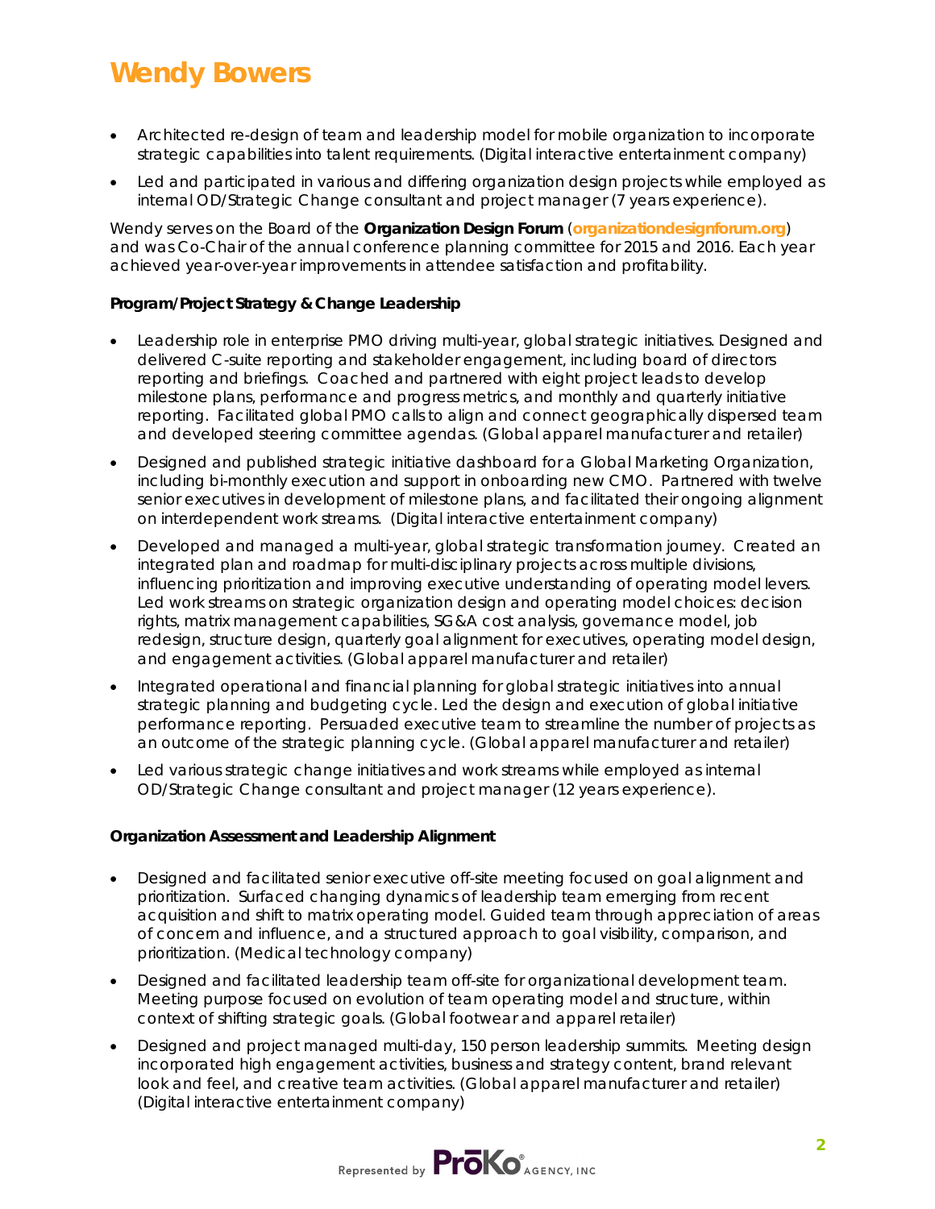# Wendy Bowers

- Architected re-design of team and leadership model for mobile organization to incorporate strategic capabilities into talent requirements. (Digital interactive entertainment company)
- Led and participated in various and differing organization design projects while employed as internal OD/Strategic Change consultant and project manager (7 years experience).

Wendy serves on the Board of the **Organization Design Forum** (**organizationdesignforum.org**) and was Co-Chair of the annual conference planning committee for 2015 and 2016. Each year achieved year-over-year improvements in attendee satisfaction and profitability.

**Program/Project Strategy & Change Leadership**

- Leadership role in enterprise PMO driving multi-year, global strategic initiatives. Designed and delivered C-suite reporting and stakeholder engagement, including board of directors reporting and briefings. Coached and partnered with eight project leads to develop milestone plans, performance and progress metrics, and monthly and quarterly initiative reporting. Facilitated global PMO calls to align and connect geographically dispersed team and developed steering committee agendas. (Global apparel manufacturer and retailer)
- Designed and published strategic initiative dashboard for a Global Marketing Organization, including bi-monthly execution and support in onboarding new CMO. Partnered with twelve senior executives in development of milestone plans, and facilitated their ongoing alignment on interdependent work streams. (Digital interactive entertainment company)
- Developed and managed a multi-year, global strategic transformation journey. Created an integrated plan and roadmap for multi-disciplinary projects across multiple divisions, influencing prioritization and improving executive understanding of operating model levers. Led work streams on strategic organization design and operating model choices: decision rights, matrix management capabilities, SG&A cost analysis, governance model, job redesign, structure design, quarterly goal alignment for executives, operating model design, and engagement activities. (Global apparel manufacturer and retailer)
- Integrated operational and financial planning for global strategic initiatives into annual strategic planning and budgeting cycle. Led the design and execution of global initiative performance reporting. Persuaded executive team to streamline the number of projects as an outcome of the strategic planning cycle. (Global apparel manufacturer and retailer)
- Led various strategic change initiatives and work streams while employed as internal OD/Strategic Change consultant and project manager (12 years experience).

**Organization Assessment and Leadership Alignment**

- Designed and facilitated senior executive off-site meeting focused on goal alignment and prioritization. Surfaced changing dynamics of leadership team emerging from recent acquisition and shift to matrix operating model. Guided team through appreciation of areas of concern and influence, and a structured approach to goal visibility, comparison, and prioritization. (Medical technology company)
- Designed and facilitated leadership team off-site for organizational development team. Meeting purpose focused on evolution of team operating model and structure, within context of shifting strategic goals. (Global footwear and apparel retailer)
- Designed and project managed multi-day, 150 person leadership summits. Meeting design incorporated high engagement activities, business and strategy content, brand relevant look and feel, and creative team activities. (Global apparel manufacturer and retailer) (Digital interactive entertainment company)

Represented by ProKo AGENCY, INC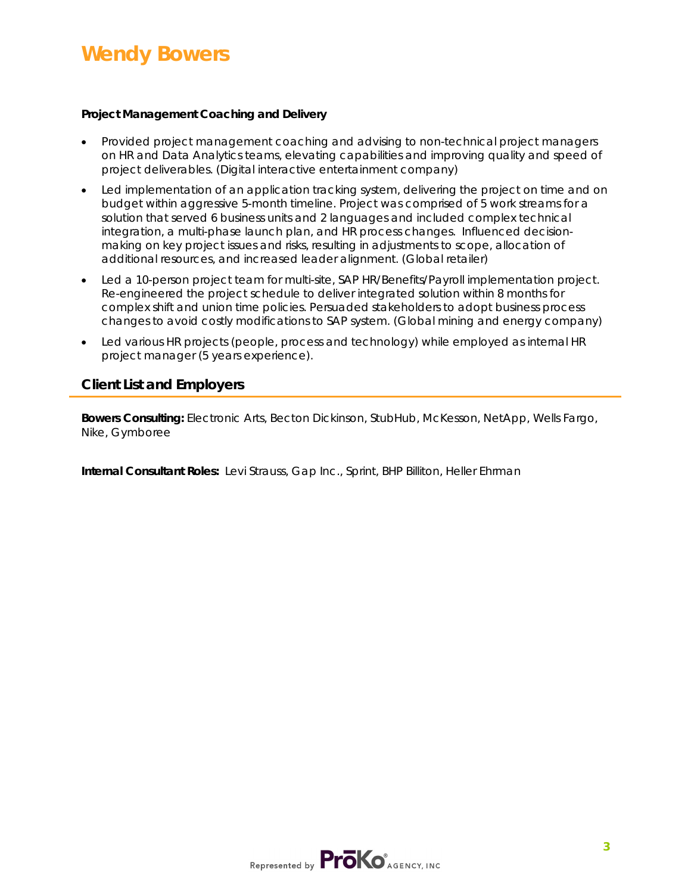# Wendy Bowers

**Project Management Coaching and Delivery**

- Provided project management coaching and advising to non-technical project managers on HR and Data Analytics teams, elevating capabilities and improving quality and speed of project deliverables. (Digital interactive entertainment company)
- Led implementation of an application tracking system, delivering the project on time and on budget within aggressive 5-month timeline. Project was comprised of 5 work streams for a solution that served 6 business units and 2 languages and included complex technical integration, a multi-phase launch plan, and HR process changes. Influenced decision-making on key project issues and risks, resulting in adjustments to scope, allocation of additional resources, and increased leader alignment. (Global retailer)
- Led a 10-person project team for multi-site, SAP HR/Benefits/Payroll implementation project. Re-engineered the project schedule to deliver integrated solution within 8 months for complex shift and union time policies. Persuaded stakeholders to adopt business process changes to avoid costly modifications to SAP system. (Global mining and energy company)
- Led various HR projects (people, process and technology) while employed as internal HR project manager (5 years experience).

## Client List and Employers

**Bowers Consulting:** Electronic Arts, Becton Dickinson, StubHub, McKesson, NetApp, Wells Fargo, Nike, Gymboree

**Internal Consultant Roles:** Levi Strauss, Gap Inc., Sprint, BHP Billiton, Heller Ehrman